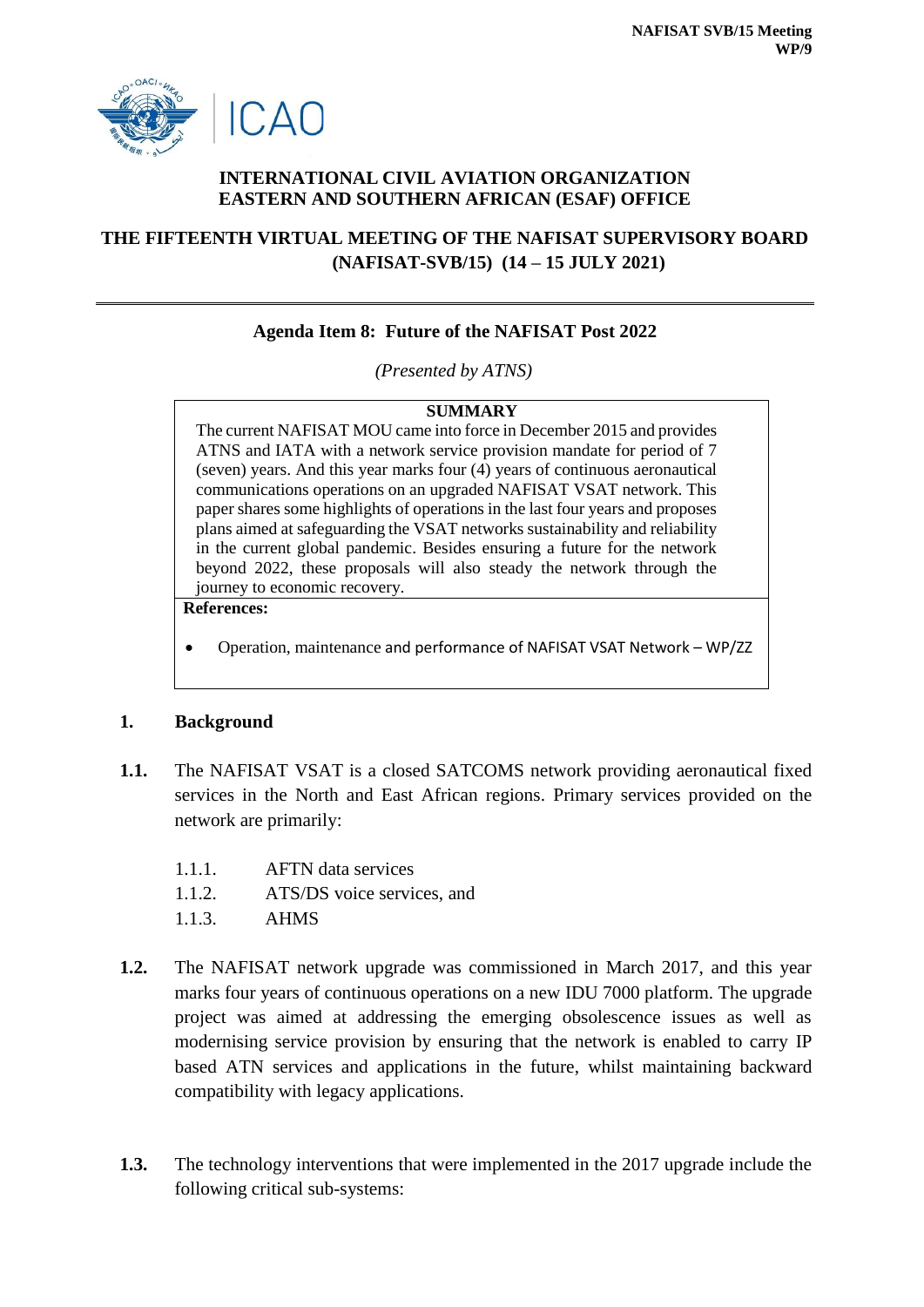**NAFISAT SVB/15 Meeting**
**WP/9**

**INTERNATIONAL CIVIL AVIATION ORGANIZATION**
**EASTERN AND SOUTHERN AFRICAN (ESAF) OFFICE**

**THE FIFTEENTH VIRTUAL MEETING OF THE NAFISAT SUPERVISORY BOARD (NAFISAT-SVB/15) (14 – 15 JULY 2021)**

---

**Agenda Item 8: Future of the NAFISAT Post 2022**

*(Presented by ATNS)*

**SUMMARY**

The current NAFISAT MOU came into force in December 2015 and provides ATNS and IATA with a network service provision mandate for period of 7 (seven) years. And this year marks four (4) years of continuous aeronautical communications operations on an upgraded NAFISAT VSAT network. This paper shares some highlights of operations in the last four years and proposes plans aimed at safeguarding the VSAT networks sustainability and reliability in the current global pandemic. Besides ensuring a future for the network beyond 2022, these proposals will also steady the network through the journey to economic recovery.

**References:**

- Operation, maintenance and performance of NAFISAT VSAT Network – WP/ZZ

## 1. Background

**1.1.** The NAFISAT VSAT is a closed SATCOMS network providing aeronautical fixed services in the North and East African regions. Primary services provided on the network are primarily:

1.1.1. AFTN data services
1.1.2. ATS/DS voice services, and
1.1.3. AHMS

**1.2.** The NAFISAT network upgrade was commissioned in March 2017, and this year marks four years of continuous operations on a new IDU 7000 platform. The upgrade project was aimed at addressing the emerging obsolescence issues as well as modernising service provision by ensuring that the network is enabled to carry IP based ATN services and applications in the future, whilst maintaining backward compatibility with legacy applications.

**1.3.** The technology interventions that were implemented in the 2017 upgrade include the following critical sub-systems: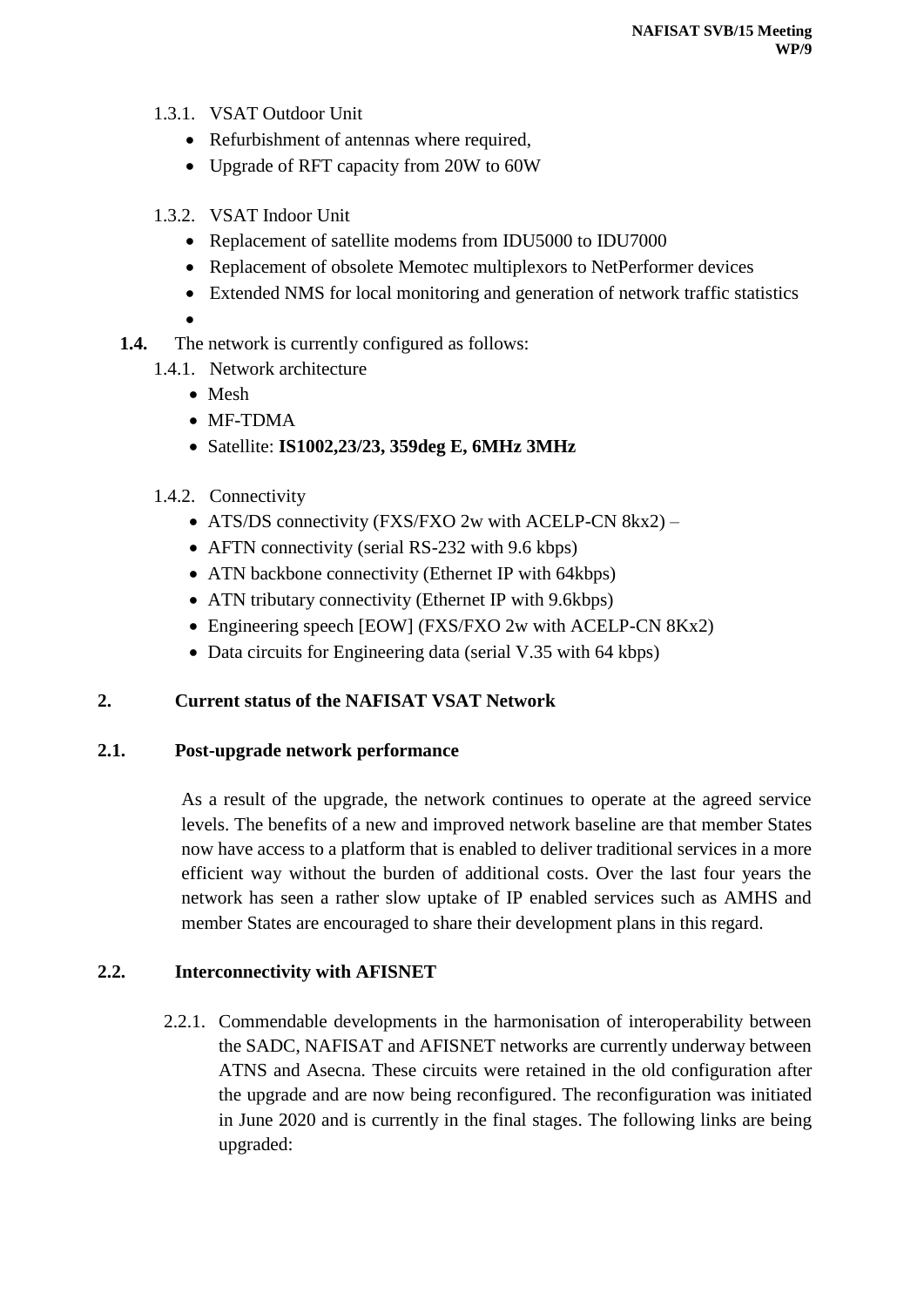1.3.1. VSAT Outdoor Unit

- Refurbishment of antennas where required,
- Upgrade of RFT capacity from 20W to 60W

1.3.2. VSAT Indoor Unit

- Replacement of satellite modems from IDU5000 to IDU7000
- Replacement of obsolete Memotec multiplexors to NetPerformer devices
- Extended NMS for local monitoring and generation of network traffic statistics
- 

**1.4.** The network is currently configured as follows:

1.4.1. Network architecture

- Mesh
- MF-TDMA
- Satellite: **IS1002,23/23, 359deg E, 6MHz 3MHz**

1.4.2. Connectivity

- ATS/DS connectivity (FXS/FXO 2w with ACELP-CN 8kx2) –
- AFTN connectivity (serial RS-232 with 9.6 kbps)
- ATN backbone connectivity (Ethernet IP with 64kbps)
- ATN tributary connectivity (Ethernet IP with 9.6kbps)
- Engineering speech [EOW] (FXS/FXO 2w with ACELP-CN 8Kx2)
- Data circuits for Engineering data (serial V.35 with 64 kbps)

## 2. Current status of the NAFISAT VSAT Network

### 2.1. Post-upgrade network performance

As a result of the upgrade, the network continues to operate at the agreed service levels. The benefits of a new and improved network baseline are that member States now have access to a platform that is enabled to deliver traditional services in a more efficient way without the burden of additional costs. Over the last four years the network has seen a rather slow uptake of IP enabled services such as AMHS and member States are encouraged to share their development plans in this regard.

### 2.2. Interconnectivity with AFISNET

2.2.1. Commendable developments in the harmonisation of interoperability between the SADC, NAFISAT and AFISNET networks are currently underway between ATNS and Asecna. These circuits were retained in the old configuration after the upgrade and are now being reconfigured. The reconfiguration was initiated in June 2020 and is currently in the final stages. The following links are being upgraded: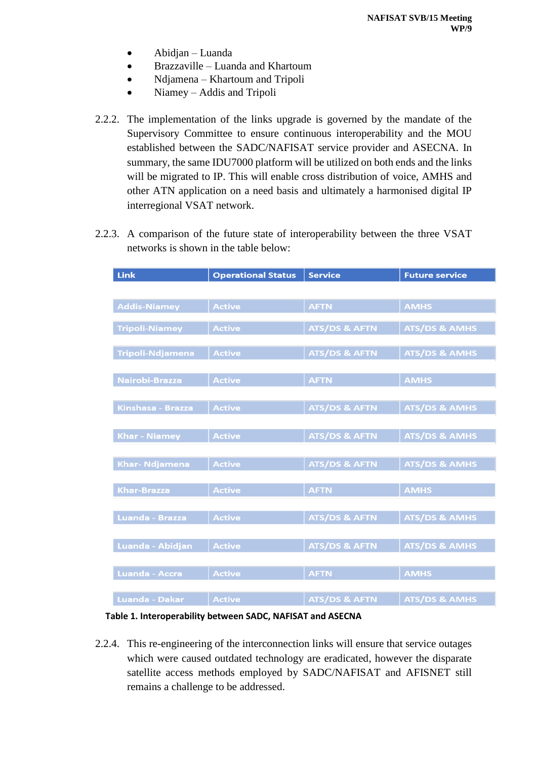- Abidjan – Luanda
- Brazzaville – Luanda and Khartoum
- Ndjamena – Khartoum and Tripoli
- Niamey – Addis and Tripoli

2.2.2. The implementation of the links upgrade is governed by the mandate of the Supervisory Committee to ensure continuous interoperability and the MOU established between the SADC/NAFISAT service provider and ASECNA. In summary, the same IDU7000 platform will be utilized on both ends and the links will be migrated to IP. This will enable cross distribution of voice, AMHS and other ATN application on a need basis and ultimately a harmonised digital IP interregional VSAT network.

2.2.3. A comparison of the future state of interoperability between the three VSAT networks is shown in the table below:

| Link | Operational Status | Service | Future service |
|---|---|---|---|
| Addis-Niamey | Active | AFTN | AMHS |
| Tripoli-Niamey | Active | ATS/DS & AFTN | ATS/DS & AMHS |
| Tripoli-Ndjamena | Active | ATS/DS & AFTN | ATS/DS & AMHS |
| Nairobi-Brazza | Active | AFTN | AMHS |
| Kinshasa - Brazza | Active | ATS/DS & AFTN | ATS/DS & AMHS |
| Khar - Niamey | Active | ATS/DS & AFTN | ATS/DS & AMHS |
| Khar- Ndjamena | Active | ATS/DS & AFTN | ATS/DS & AMHS |
| Khar-Brazza | Active | AFTN | AMHS |
| Luanda - Brazza | Active | ATS/DS & AFTN | ATS/DS & AMHS |
| Luanda - Abidjan | Active | ATS/DS & AFTN | ATS/DS & AMHS |
| Luanda - Accra | Active | AFTN | AMHS |
| Luanda - Dakar | Active | ATS/DS & AFTN | ATS/DS & AMHS |

**Table 1. Interoperability between SADC, NAFISAT and ASECNA**

2.2.4. This re-engineering of the interconnection links will ensure that service outages which were caused outdated technology are eradicated, however the disparate satellite access methods employed by SADC/NAFISAT and AFISNET still remains a challenge to be addressed.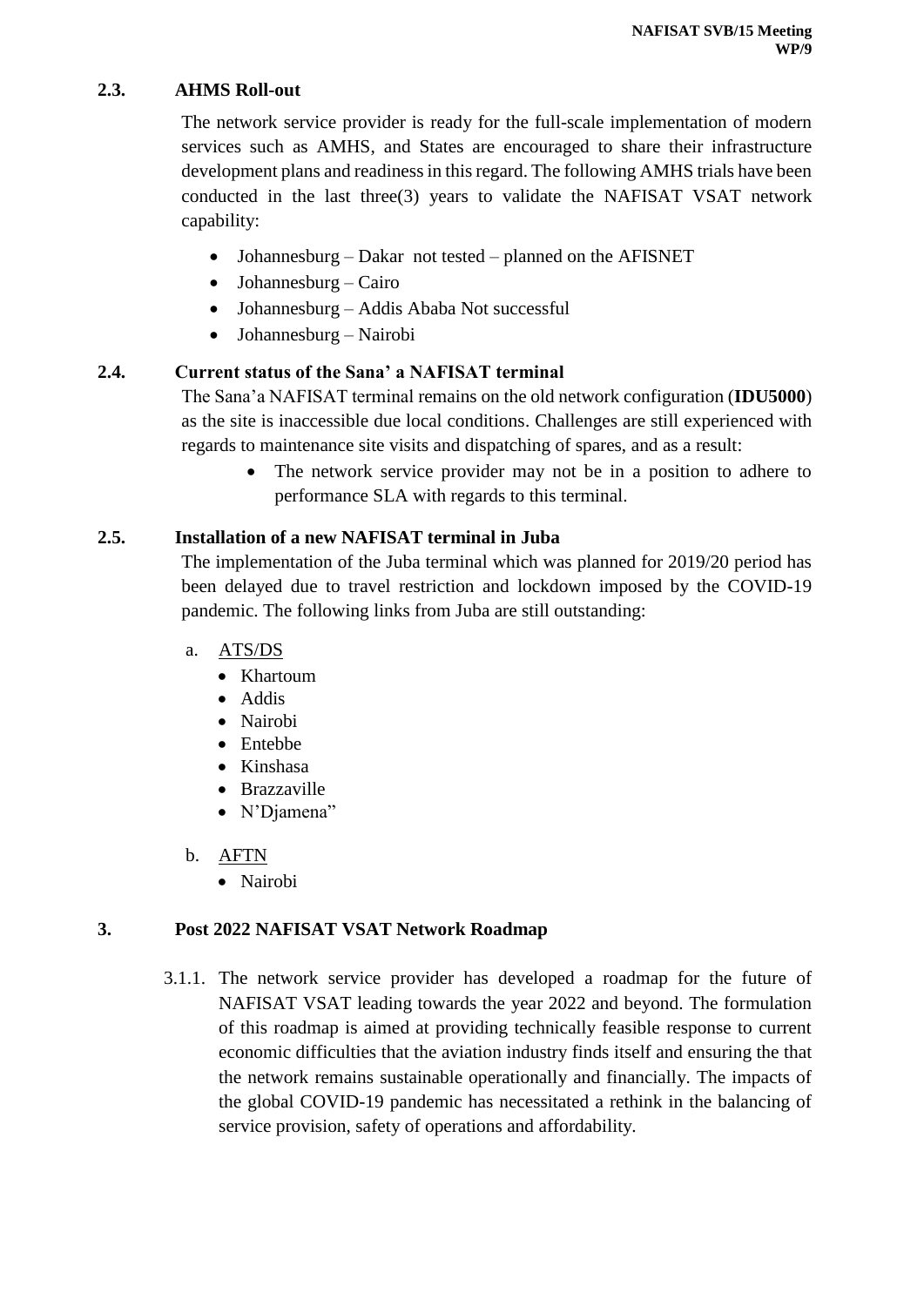### 2.3. AHMS Roll-out

The network service provider is ready for the full-scale implementation of modern services such as AMHS, and States are encouraged to share their infrastructure development plans and readiness in this regard. The following AMHS trials have been conducted in the last three(3) years to validate the NAFISAT VSAT network capability:

- Johannesburg – Dakar not tested – planned on the AFISNET
- Johannesburg – Cairo
- Johannesburg – Addis Ababa Not successful
- Johannesburg – Nairobi

### 2.4. Current status of the Sana' a NAFISAT terminal

The Sana'a NAFISAT terminal remains on the old network configuration (**IDU5000**) as the site is inaccessible due local conditions. Challenges are still experienced with regards to maintenance site visits and dispatching of spares, and as a result:

- The network service provider may not be in a position to adhere to performance SLA with regards to this terminal.

### 2.5. Installation of a new NAFISAT terminal in Juba

The implementation of the Juba terminal which was planned for 2019/20 period has been delayed due to travel restriction and lockdown imposed by the COVID-19 pandemic. The following links from Juba are still outstanding:

a. ATS/DS
   - Khartoum
   - Addis
   - Nairobi
   - Entebbe
   - Kinshasa
   - Brazzaville
   - N'Djamena"

b. AFTN
   - Nairobi

## 3. Post 2022 NAFISAT VSAT Network Roadmap

3.1.1. The network service provider has developed a roadmap for the future of NAFISAT VSAT leading towards the year 2022 and beyond. The formulation of this roadmap is aimed at providing technically feasible response to current economic difficulties that the aviation industry finds itself and ensuring the that the network remains sustainable operationally and financially. The impacts of the global COVID-19 pandemic has necessitated a rethink in the balancing of service provision, safety of operations and affordability.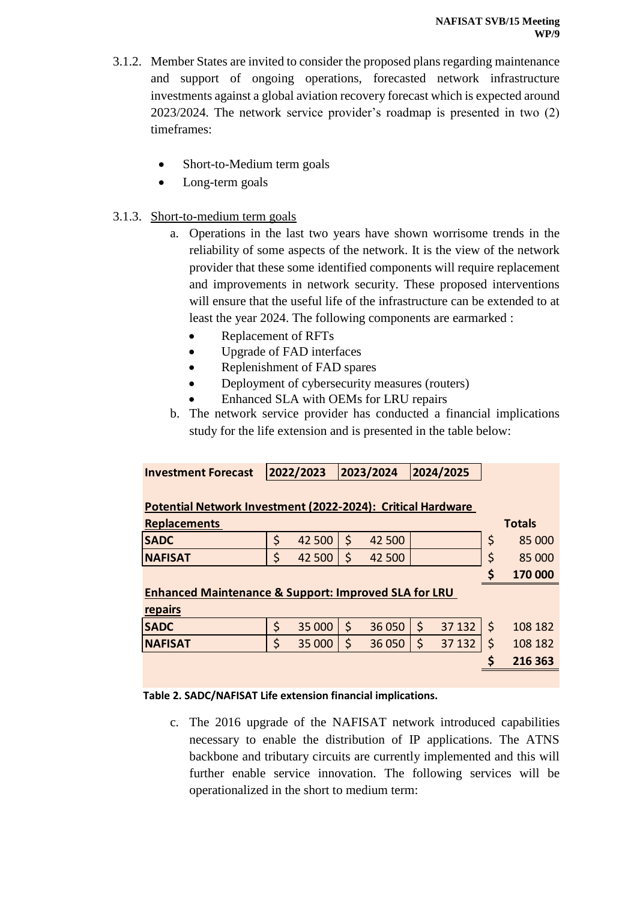3.1.2. Member States are invited to consider the proposed plans regarding maintenance and support of ongoing operations, forecasted network infrastructure investments against a global aviation recovery forecast which is expected around 2023/2024. The network service provider's roadmap is presented in two (2) timeframes:

- Short-to-Medium term goals
- Long-term goals

3.1.3. <u>Short-to-medium term goals</u>

a. Operations in the last two years have shown worrisome trends in the reliability of some aspects of the network. It is the view of the network provider that these some identified components will require replacement and improvements in network security. These proposed interventions will ensure that the useful life of the infrastructure can be extended to at least the year 2024. The following components are earmarked :

- Replacement of RFTs
- Upgrade of FAD interfaces
- Replenishment of FAD spares
- Deployment of cybersecurity measures (routers)
- Enhanced SLA with OEMs for LRU repairs

b. The network service provider has conducted a financial implications study for the life extension and is presented in the table below:

| **Investment Forecast** | **2022/2023** | **2023/2024** | **2024/2025** | |
|---|---|---|---|---|
| **Potential Network Investment (2022-2024): Critical Hardware Replacements** | | | | **Totals** |
| **SADC** | $ 42 500 | $ 42 500 | | $ 85 000 |
| **NAFISAT** | $ 42 500 | $ 42 500 | | $ 85 000 |
| | | | | **$ 170 000** |
| **Enhanced Maintenance & Support: Improved SLA for LRU repairs** | | | | |
| **SADC** | $ 35 000 | $ 36 050 | $ 37 132 | $ 108 182 |
| **NAFISAT** | $ 35 000 | $ 36 050 | $ 37 132 | $ 108 182 |
| | | | | **$ 216 363** |

**Table 2. SADC/NAFISAT Life extension financial implications.**

c. The 2016 upgrade of the NAFISAT network introduced capabilities necessary to enable the distribution of IP applications. The ATNS backbone and tributary circuits are currently implemented and this will further enable service innovation. The following services will be operationalized in the short to medium term: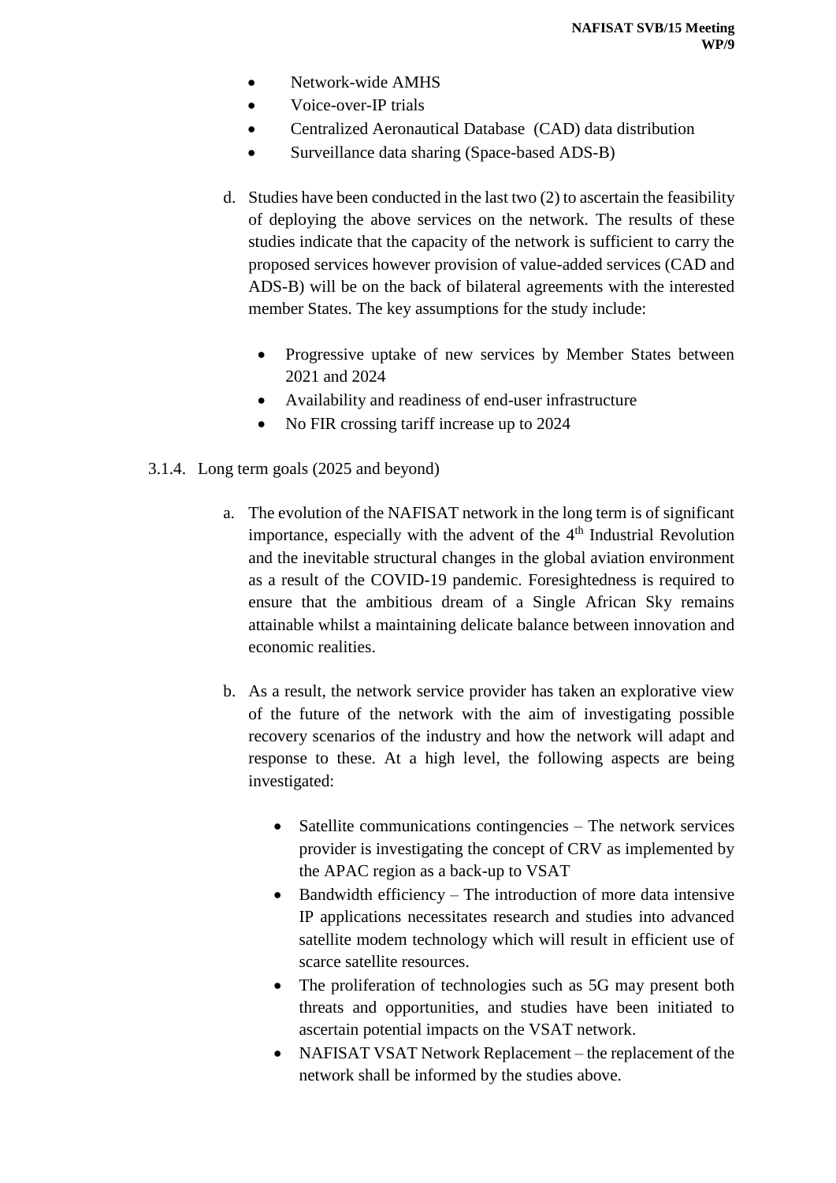- Network-wide AMHS
- Voice-over-IP trials
- Centralized Aeronautical Database  (CAD) data distribution
- Surveillance data sharing (Space-based ADS-B)

d. Studies have been conducted in the last two (2) to ascertain the feasibility of deploying the above services on the network. The results of these studies indicate that the capacity of the network is sufficient to carry the proposed services however provision of value-added services (CAD and ADS-B) will be on the back of bilateral agreements with the interested member States. The key assumptions for the study include:

- Progressive uptake of new services by Member States between 2021 and 2024
- Availability and readiness of end-user infrastructure
- No FIR crossing tariff increase up to 2024

3.1.4. Long term goals (2025 and beyond)

a. The evolution of the NAFISAT network in the long term is of significant importance, especially with the advent of the 4th Industrial Revolution and the inevitable structural changes in the global aviation environment as a result of the COVID-19 pandemic. Foresightedness is required to ensure that the ambitious dream of a Single African Sky remains attainable whilst a maintaining delicate balance between innovation and economic realities.

b. As a result, the network service provider has taken an explorative view of the future of the network with the aim of investigating possible recovery scenarios of the industry and how the network will adapt and response to these. At a high level, the following aspects are being investigated:

- Satellite communications contingencies – The network services provider is investigating the concept of CRV as implemented by the APAC region as a back-up to VSAT
- Bandwidth efficiency – The introduction of more data intensive IP applications necessitates research and studies into advanced satellite modem technology which will result in efficient use of scarce satellite resources.
- The proliferation of technologies such as 5G may present both threats and opportunities, and studies have been initiated to ascertain potential impacts on the VSAT network.
- NAFISAT VSAT Network Replacement – the replacement of the network shall be informed by the studies above.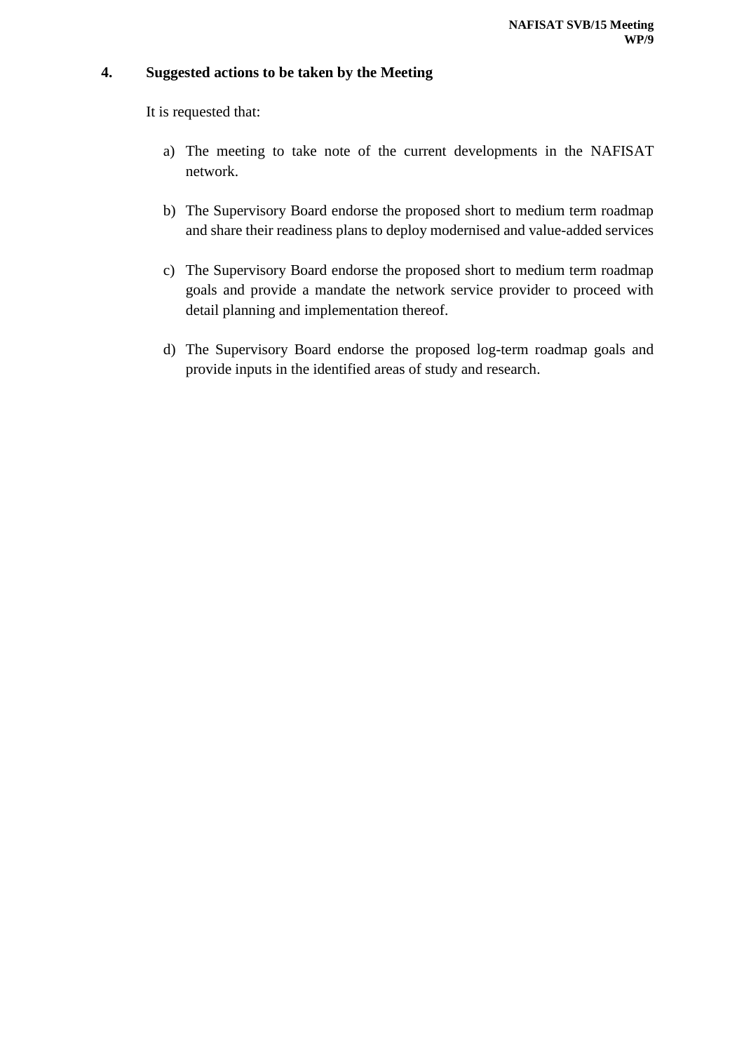## 4. Suggested actions to be taken by the Meeting

It is requested that:

a) The meeting to take note of the current developments in the NAFISAT network.

b) The Supervisory Board endorse the proposed short to medium term roadmap and share their readiness plans to deploy modernised and value-added services

c) The Supervisory Board endorse the proposed short to medium term roadmap goals and provide a mandate the network service provider to proceed with detail planning and implementation thereof.

d) The Supervisory Board endorse the proposed log-term roadmap goals and provide inputs in the identified areas of study and research.